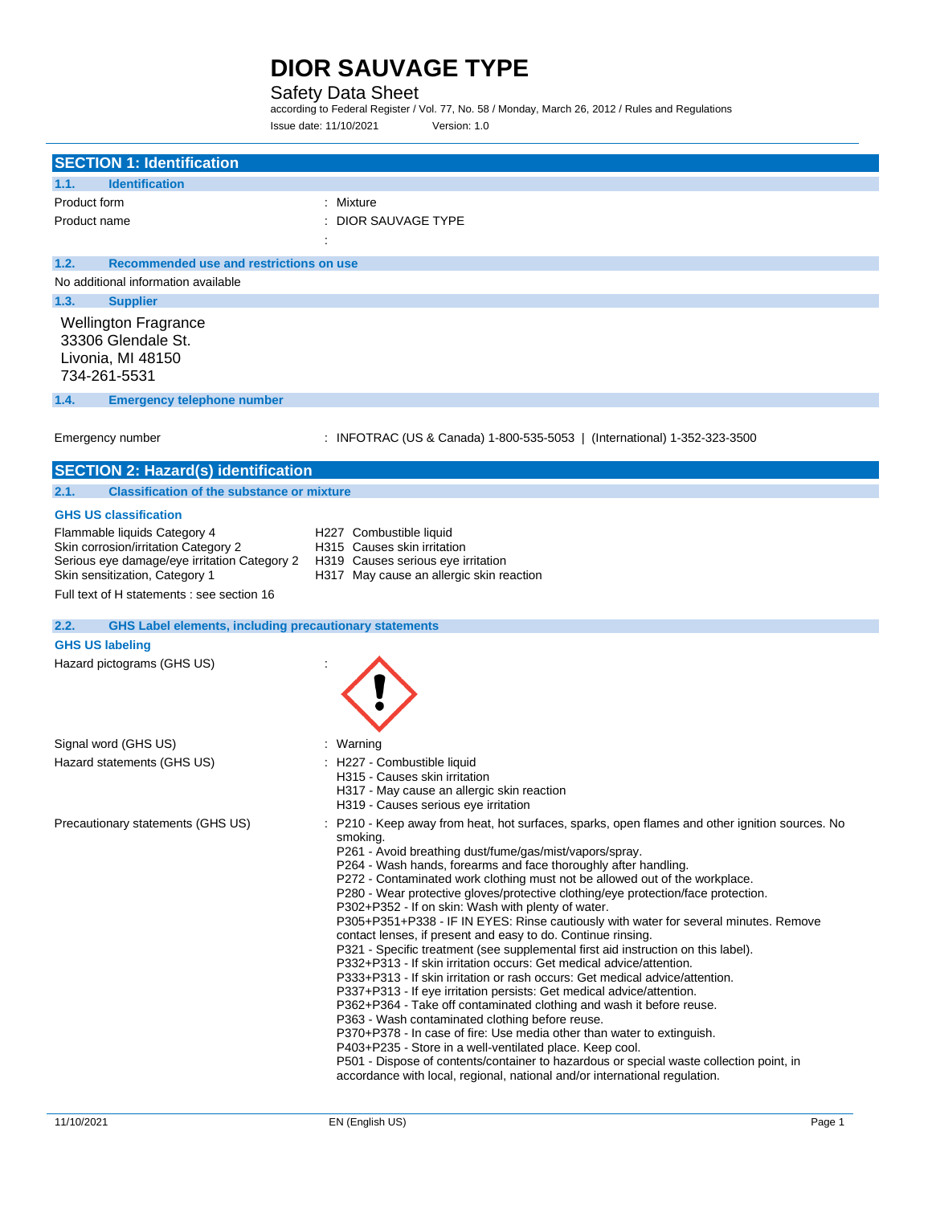# DIOR SAUVAGE TYPE

Safety Data Sheet

according to Federal Register / Vol. 77, No. 58 / Monday, March 26, 2012 / Rules and Regulations

Issue date: 11/10/2021 Version: 1.0

## SECTION 1: Identification

### 1.1. Identification

| | |
|---|---|
| Product form | : Mixture |
| Product name | : DIOR SAUVAGE TYPE |
| | : |

### 1.2. Recommended use and restrictions on use

No additional information available

### 1.3. Supplier

Wellington Fragrance
33306 Glendale St.
Livonia, MI 48150
734-261-5531

### 1.4. Emergency telephone number

Emergency number : INFOTRAC (US & Canada) 1-800-535-5053 | (International) 1-352-323-3500

## SECTION 2: Hazard(s) identification

### 2.1. Classification of the substance or mixture

**GHS US classification**

| | |
|---|---|
| Flammable liquids Category 4 | H227 Combustible liquid |
| Skin corrosion/irritation Category 2 | H315 Causes skin irritation |
| Serious eye damage/eye irritation Category 2 | H319 Causes serious eye irritation |
| Skin sensitization, Category 1 | H317 May cause an allergic skin reaction |

Full text of H statements : see section 16

### 2.2. GHS Label elements, including precautionary statements

**GHS US labeling**

Hazard pictograms (GHS US) :

Signal word (GHS US) : Warning

Hazard statements (GHS US) :
H227 - Combustible liquid
H315 - Causes skin irritation
H317 - May cause an allergic skin reaction
H319 - Causes serious eye irritation

Precautionary statements (GHS US) :
P210 - Keep away from heat, hot surfaces, sparks, open flames and other ignition sources. No smoking.
P261 - Avoid breathing dust/fume/gas/mist/vapors/spray.
P264 - Wash hands, forearms and face thoroughly after handling.
P272 - Contaminated work clothing must not be allowed out of the workplace.
P280 - Wear protective gloves/protective clothing/eye protection/face protection.
P302+P352 - If on skin: Wash with plenty of water.
P305+P351+P338 - IF IN EYES: Rinse cautiously with water for several minutes. Remove contact lenses, if present and easy to do. Continue rinsing.
P321 - Specific treatment (see supplemental first aid instruction on this label).
P332+P313 - If skin irritation occurs: Get medical advice/attention.
P333+P313 - If skin irritation or rash occurs: Get medical advice/attention.
P337+P313 - If eye irritation persists: Get medical advice/attention.
P362+P364 - Take off contaminated clothing and wash it before reuse.
P363 - Wash contaminated clothing before reuse.
P370+P378 - In case of fire: Use media other than water to extinguish.
P403+P235 - Store in a well-ventilated place. Keep cool.
P501 - Dispose of contents/container to hazardous or special waste collection point, in accordance with local, regional, national and/or international regulation.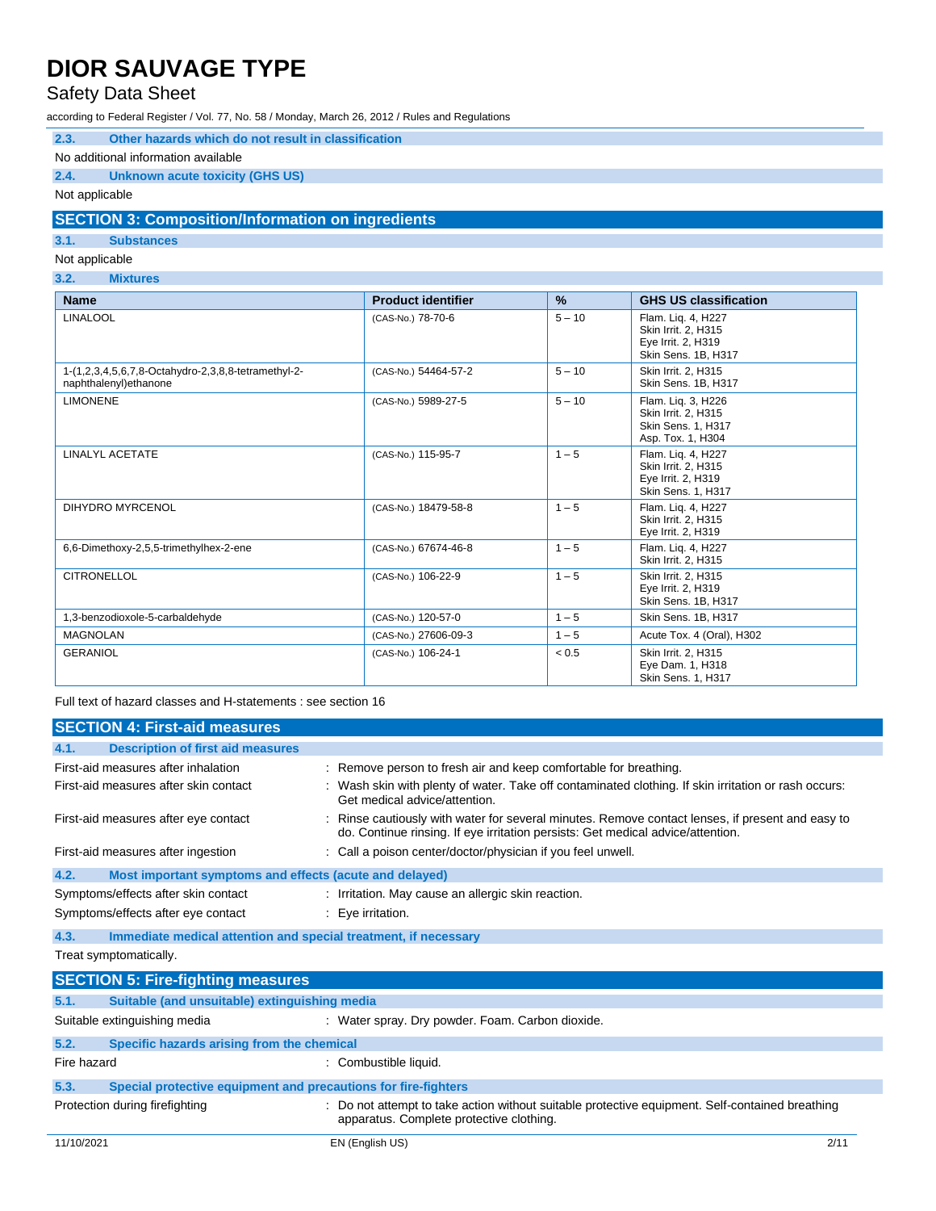### 2.3. Other hazards which do not result in classification

No additional information available

### 2.4. Unknown acute toxicity (GHS US)

Not applicable

## SECTION 3: Composition/Information on ingredients

### 3.1. Substances

Not applicable

### 3.2. Mixtures

| Name | Product identifier | % | GHS US classification |
|---|---|---|---|
| LINALOOL | (CAS-No.) 78-70-6 | 5 – 10 | Flam. Liq. 4, H227<br>Skin Irrit. 2, H315<br>Eye Irrit. 2, H319<br>Skin Sens. 1B, H317 |
| 1-(1,2,3,4,5,6,7,8-Octahydro-2,3,8,8-tetramethyl-2-naphthalenyl)ethanone | (CAS-No.) 54464-57-2 | 5 – 10 | Skin Irrit. 2, H315<br>Skin Sens. 1B, H317 |
| LIMONENE | (CAS-No.) 5989-27-5 | 5 – 10 | Flam. Liq. 3, H226<br>Skin Irrit. 2, H315<br>Skin Sens. 1, H317<br>Asp. Tox. 1, H304 |
| LINALYL ACETATE | (CAS-No.) 115-95-7 | 1 – 5 | Flam. Liq. 4, H227<br>Skin Irrit. 2, H315<br>Eye Irrit. 2, H319<br>Skin Sens. 1, H317 |
| DIHYDRO MYRCENOL | (CAS-No.) 18479-58-8 | 1 – 5 | Flam. Liq. 4, H227<br>Skin Irrit. 2, H315<br>Eye Irrit. 2, H319 |
| 6,6-Dimethoxy-2,5,5-trimethylhex-2-ene | (CAS-No.) 67674-46-8 | 1 – 5 | Flam. Liq. 4, H227<br>Skin Irrit. 2, H315 |
| CITRONELLOL | (CAS-No.) 106-22-9 | 1 – 5 | Skin Irrit. 2, H315<br>Eye Irrit. 2, H319<br>Skin Sens. 1B, H317 |
| 1,3-benzodioxole-5-carbaldehyde | (CAS-No.) 120-57-0 | 1 – 5 | Skin Sens. 1B, H317 |
| MAGNOLAN | (CAS-No.) 27606-09-3 | 1 – 5 | Acute Tox. 4 (Oral), H302 |
| GERANIOL | (CAS-No.) 106-24-1 | < 0.5 | Skin Irrit. 2, H315<br>Eye Dam. 1, H318<br>Skin Sens. 1, H317 |

Full text of hazard classes and H-statements : see section 16

## SECTION 4: First-aid measures

### 4.1. Description of first aid measures

First-aid measures after inhalation : Remove person to fresh air and keep comfortable for breathing.

First-aid measures after skin contact : Wash skin with plenty of water. Take off contaminated clothing. If skin irritation or rash occurs: Get medical advice/attention.

First-aid measures after eye contact : Rinse cautiously with water for several minutes. Remove contact lenses, if present and easy to do. Continue rinsing. If eye irritation persists: Get medical advice/attention.

First-aid measures after ingestion : Call a poison center/doctor/physician if you feel unwell.

### 4.2. Most important symptoms and effects (acute and delayed)

Symptoms/effects after skin contact : Irritation. May cause an allergic skin reaction.

Symptoms/effects after eye contact : Eye irritation.

### 4.3. Immediate medical attention and special treatment, if necessary

Treat symptomatically.

## SECTION 5: Fire-fighting measures

### 5.1. Suitable (and unsuitable) extinguishing media

Suitable extinguishing media : Water spray. Dry powder. Foam. Carbon dioxide.

### 5.2. Specific hazards arising from the chemical

Fire hazard : Combustible liquid.

### 5.3. Special protective equipment and precautions for fire-fighters

Protection during firefighting : Do not attempt to take action without suitable protective equipment. Self-contained breathing apparatus. Complete protective clothing.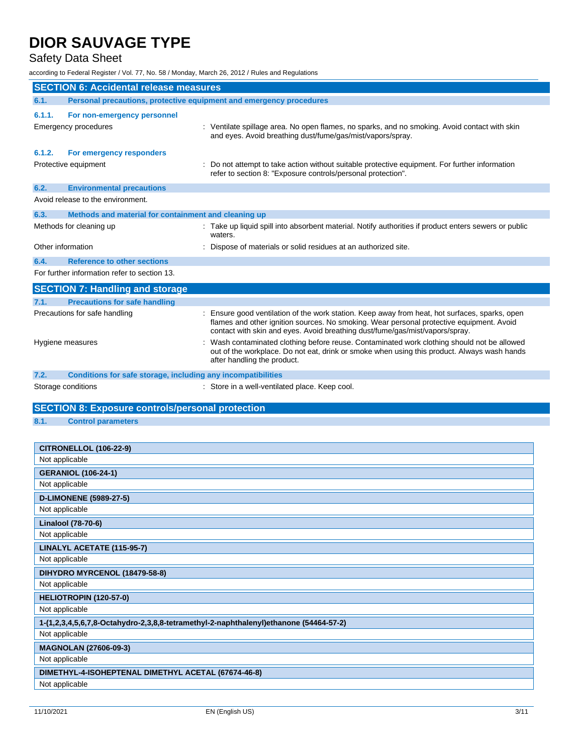## SECTION 6: Accidental release measures

### 6.1. Personal precautions, protective equipment and emergency procedures

#### 6.1.1. For non-emergency personnel

Emergency procedures : Ventilate spillage area. No open flames, no sparks, and no smoking. Avoid contact with skin and eyes. Avoid breathing dust/fume/gas/mist/vapors/spray.

#### 6.1.2. For emergency responders

Protective equipment : Do not attempt to take action without suitable protective equipment. For further information refer to section 8: "Exposure controls/personal protection".

### 6.2. Environmental precautions

Avoid release to the environment.

### 6.3. Methods and material for containment and cleaning up

Methods for cleaning up : Take up liquid spill into absorbent material. Notify authorities if product enters sewers or public waters.

Other information : Dispose of materials or solid residues at an authorized site.

### 6.4. Reference to other sections

For further information refer to section 13.

## SECTION 7: Handling and storage

### 7.1. Precautions for safe handling

Precautions for safe handling : Ensure good ventilation of the work station. Keep away from heat, hot surfaces, sparks, open flames and other ignition sources. No smoking. Wear personal protective equipment. Avoid contact with skin and eyes. Avoid breathing dust/fume/gas/mist/vapors/spray.

Hygiene measures : Wash contaminated clothing before reuse. Contaminated work clothing should not be allowed out of the workplace. Do not eat, drink or smoke when using this product. Always wash hands after handling the product.

### 7.2. Conditions for safe storage, including any incompatibilities

Storage conditions : Store in a well-ventilated place. Keep cool.

## SECTION 8: Exposure controls/personal protection

### 8.1. Control parameters

| CITRONELLOL (106-22-9) |
|---|
| Not applicable |

| GERANIOL (106-24-1) |
|---|
| Not applicable |

| D-LIMONENE (5989-27-5) |
|---|
| Not applicable |

| Linalool (78-70-6) |
|---|
| Not applicable |

| LINALYL ACETATE (115-95-7) |
|---|
| Not applicable |

| DIHYDRO MYRCENOL (18479-58-8) |
|---|
| Not applicable |

| HELIOTROPIN (120-57-0) |
|---|
| Not applicable |

| 1-(1,2,3,4,5,6,7,8-Octahydro-2,3,8,8-tetramethyl-2-naphthalenyl)ethanone (54464-57-2) |
|---|
| Not applicable |

| MAGNOLAN (27606-09-3) |
|---|
| Not applicable |

| DIMETHYL-4-ISOHEPTENAL DIMETHYL ACETAL (67674-46-8) |
|---|
| Not applicable |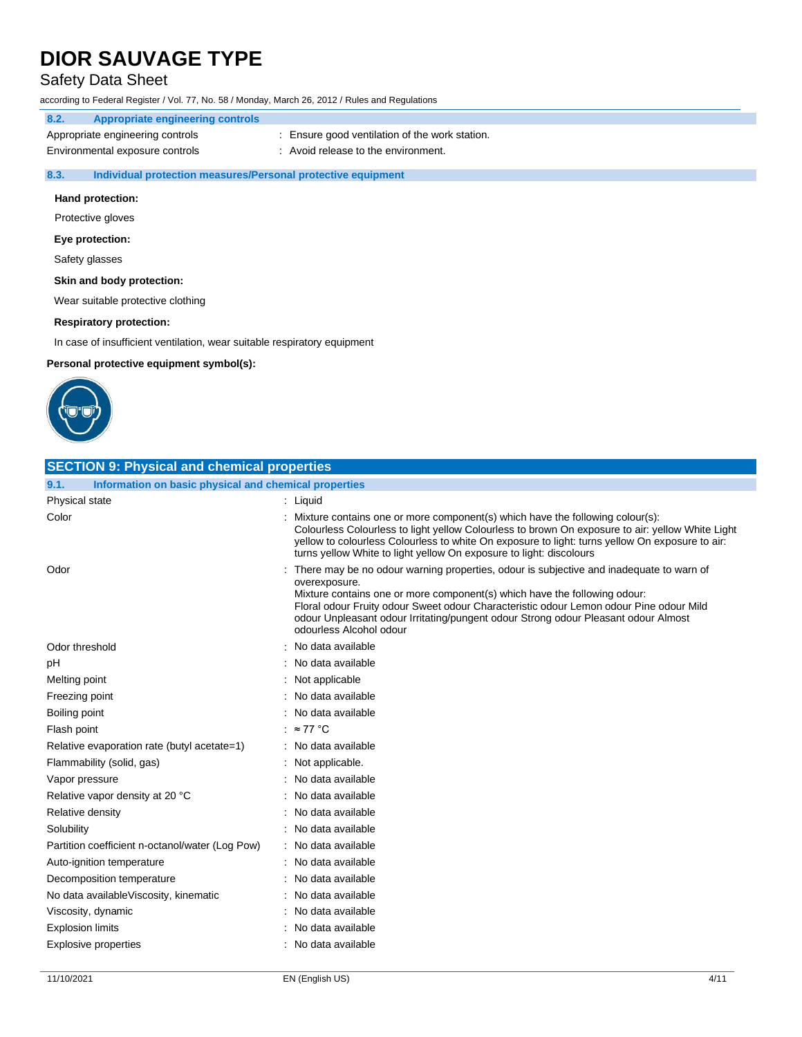### 8.2. Appropriate engineering controls

| | |
|---|---|
| Appropriate engineering controls | : Ensure good ventilation of the work station. |
| Environmental exposure controls | : Avoid release to the environment. |

### 8.3. Individual protection measures/Personal protective equipment

**Hand protection:**

Protective gloves

**Eye protection:**

Safety glasses

**Skin and body protection:**

Wear suitable protective clothing

**Respiratory protection:**

In case of insufficient ventilation, wear suitable respiratory equipment

**Personal protective equipment symbol(s):**

## SECTION 9: Physical and chemical properties

### 9.1. Information on basic physical and chemical properties

| | |
|---|---|
| Physical state | : Liquid |
| Color | : Mixture contains one or more component(s) which have the following colour(s): Colourless Colourless to light yellow Colourless to brown On exposure to air: yellow White Light yellow to colourless Colourless to white On exposure to light: turns yellow On exposure to air: turns yellow White to light yellow On exposure to light: discolours |
| Odor | : There may be no odour warning properties, odour is subjective and inadequate to warn of overexposure. Mixture contains one or more component(s) which have the following odour: Floral odour Fruity odour Sweet odour Characteristic odour Lemon odour Pine odour Mild odour Unpleasant odour Irritating/pungent odour Strong odour Pleasant odour Almost odourless Alcohol odour |
| Odor threshold | : No data available |
| pH | : No data available |
| Melting point | : Not applicable |
| Freezing point | : No data available |
| Boiling point | : No data available |
| Flash point | : ≈ 77 °C |
| Relative evaporation rate (butyl acetate=1) | : No data available |
| Flammability (solid, gas) | : Not applicable. |
| Vapor pressure | : No data available |
| Relative vapor density at 20 °C | : No data available |
| Relative density | : No data available |
| Solubility | : No data available |
| Partition coefficient n-octanol/water (Log Pow) | : No data available |
| Auto-ignition temperature | : No data available |
| Decomposition temperature | : No data available |
| No data availableViscosity, kinematic | : No data available |
| Viscosity, dynamic | : No data available |
| Explosion limits | : No data available |
| Explosive properties | : No data available |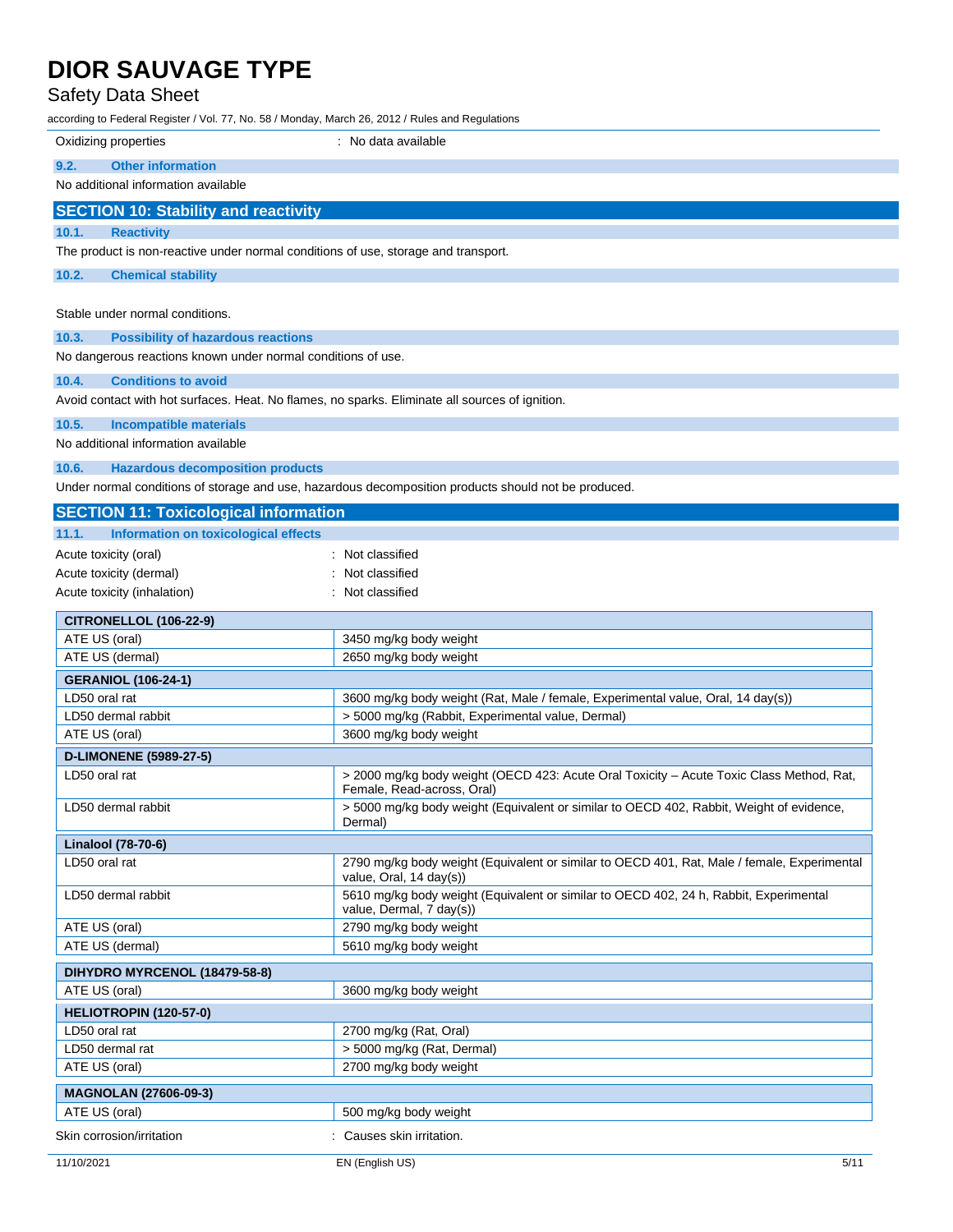| | |
|---|---|
| Oxidizing properties | : No data available |

### 9.2. Other information

No additional information available

## SECTION 10: Stability and reactivity

### 10.1. Reactivity

The product is non-reactive under normal conditions of use, storage and transport.

### 10.2. Chemical stability

Stable under normal conditions.

### 10.3. Possibility of hazardous reactions

No dangerous reactions known under normal conditions of use.

### 10.4. Conditions to avoid

Avoid contact with hot surfaces. Heat. No flames, no sparks. Eliminate all sources of ignition.

### 10.5. Incompatible materials

No additional information available

### 10.6. Hazardous decomposition products

Under normal conditions of storage and use, hazardous decomposition products should not be produced.

## SECTION 11: Toxicological information

### 11.1. Information on toxicological effects

| | |
|---|---|
| Acute toxicity (oral) | : Not classified |
| Acute toxicity (dermal) | : Not classified |
| Acute toxicity (inhalation) | : Not classified |

| **CITRONELLOL (106-22-9)** | |
|---|---|
| ATE US (oral) | 3450 mg/kg body weight |
| ATE US (dermal) | 2650 mg/kg body weight |
| **GERANIOL (106-24-1)** | |
| LD50 oral rat | 3600 mg/kg body weight (Rat, Male / female, Experimental value, Oral, 14 day(s)) |
| LD50 dermal rabbit | > 5000 mg/kg (Rabbit, Experimental value, Dermal) |
| ATE US (oral) | 3600 mg/kg body weight |
| **D-LIMONENE (5989-27-5)** | |
| LD50 oral rat | > 2000 mg/kg body weight (OECD 423: Acute Oral Toxicity – Acute Toxic Class Method, Rat, Female, Read-across, Oral) |
| LD50 dermal rabbit | > 5000 mg/kg body weight (Equivalent or similar to OECD 402, Rabbit, Weight of evidence, Dermal) |
| **Linalool (78-70-6)** | |
| LD50 oral rat | 2790 mg/kg body weight (Equivalent or similar to OECD 401, Rat, Male / female, Experimental value, Oral, 14 day(s)) |
| LD50 dermal rabbit | 5610 mg/kg body weight (Equivalent or similar to OECD 402, 24 h, Rabbit, Experimental value, Dermal, 7 day(s)) |
| ATE US (oral) | 2790 mg/kg body weight |
| ATE US (dermal) | 5610 mg/kg body weight |
| **DIHYDRO MYRCENOL (18479-58-8)** | |
| ATE US (oral) | 3600 mg/kg body weight |
| **HELIOTROPIN (120-57-0)** | |
| LD50 oral rat | 2700 mg/kg (Rat, Oral) |
| LD50 dermal rat | > 5000 mg/kg (Rat, Dermal) |
| ATE US (oral) | 2700 mg/kg body weight |
| **MAGNOLAN (27606-09-3)** | |
| ATE US (oral) | 500 mg/kg body weight |

| | |
|---|---|
| Skin corrosion/irritation | : Causes skin irritation. |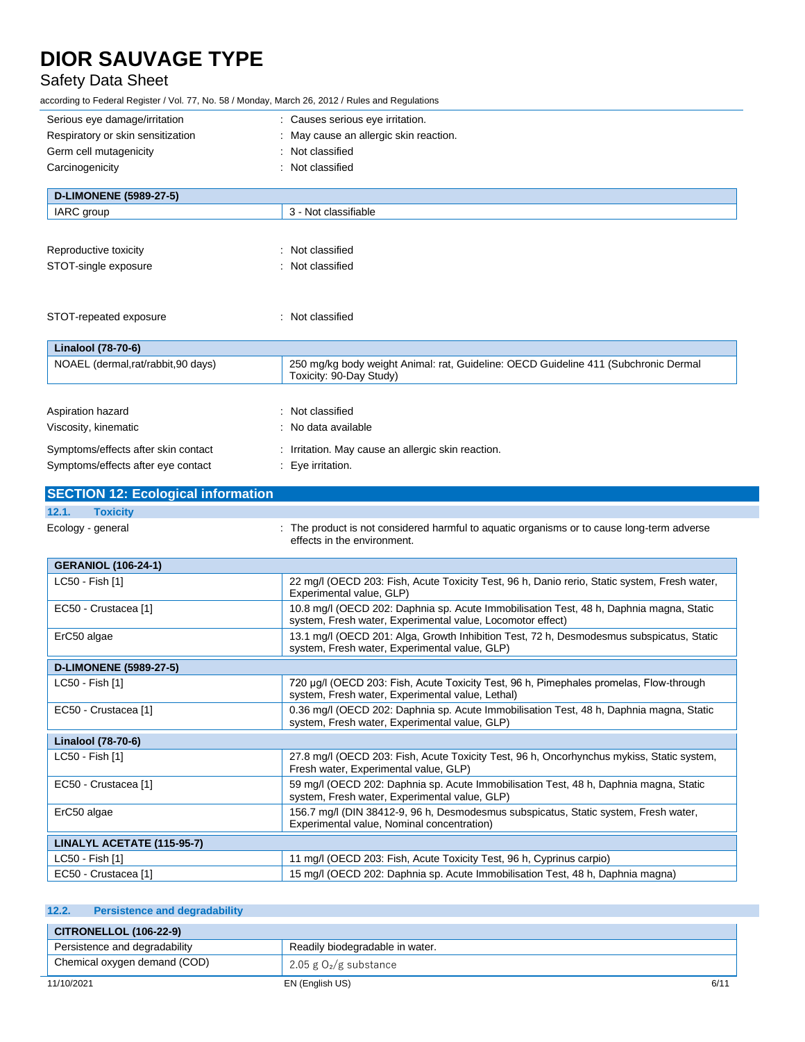| | |
|---|---|
| Serious eye damage/irritation | : Causes serious eye irritation. |
| Respiratory or skin sensitization | : May cause an allergic skin reaction. |
| Germ cell mutagenicity | : Not classified |
| Carcinogenicity | : Not classified |

| D-LIMONENE (5989-27-5) | |
|---|---|
| IARC group | 3 - Not classifiable |

| | |
|---|---|
| Reproductive toxicity | : Not classified |
| STOT-single exposure | : Not classified |
| STOT-repeated exposure | : Not classified |

| Linalool (78-70-6) | |
|---|---|
| NOAEL (dermal,rat/rabbit,90 days) | 250 mg/kg body weight Animal: rat, Guideline: OECD Guideline 411 (Subchronic Dermal Toxicity: 90-Day Study) |

| | |
|---|---|
| Aspiration hazard | : Not classified |
| Viscosity, kinematic | : No data available |
| Symptoms/effects after skin contact | : Irritation. May cause an allergic skin reaction. |
| Symptoms/effects after eye contact | : Eye irritation. |

## SECTION 12: Ecological information

### 12.1. Toxicity

Ecology - general : The product is not considered harmful to aquatic organisms or to cause long-term adverse effects in the environment.

| GERANIOL (106-24-1) | |
|---|---|
| LC50 - Fish [1] | 22 mg/l (OECD 203: Fish, Acute Toxicity Test, 96 h, Danio rerio, Static system, Fresh water, Experimental value, GLP) |
| EC50 - Crustacea [1] | 10.8 mg/l (OECD 202: Daphnia sp. Acute Immobilisation Test, 48 h, Daphnia magna, Static system, Fresh water, Experimental value, Locomotor effect) |
| ErC50 algae | 13.1 mg/l (OECD 201: Alga, Growth Inhibition Test, 72 h, Desmodesmus subspicatus, Static system, Fresh water, Experimental value, GLP) |
| **D-LIMONENE (5989-27-5)** | |
| LC50 - Fish [1] | 720 µg/l (OECD 203: Fish, Acute Toxicity Test, 96 h, Pimephales promelas, Flow-through system, Fresh water, Experimental value, Lethal) |
| EC50 - Crustacea [1] | 0.36 mg/l (OECD 202: Daphnia sp. Acute Immobilisation Test, 48 h, Daphnia magna, Static system, Fresh water, Experimental value, GLP) |
| **Linalool (78-70-6)** | |
| LC50 - Fish [1] | 27.8 mg/l (OECD 203: Fish, Acute Toxicity Test, 96 h, Oncorhynchus mykiss, Static system, Fresh water, Experimental value, GLP) |
| EC50 - Crustacea [1] | 59 mg/l (OECD 202: Daphnia sp. Acute Immobilisation Test, 48 h, Daphnia magna, Static system, Fresh water, Experimental value, GLP) |
| ErC50 algae | 156.7 mg/l (DIN 38412-9, 96 h, Desmodesmus subspicatus, Static system, Fresh water, Experimental value, Nominal concentration) |
| **LINALYL ACETATE (115-95-7)** | |
| LC50 - Fish [1] | 11 mg/l (OECD 203: Fish, Acute Toxicity Test, 96 h, Cyprinus carpio) |
| EC50 - Crustacea [1] | 15 mg/l (OECD 202: Daphnia sp. Acute Immobilisation Test, 48 h, Daphnia magna) |

### 12.2. Persistence and degradability

| CITRONELLOL (106-22-9) | |
|---|---|
| Persistence and degradability | Readily biodegradable in water. |
| Chemical oxygen demand (COD) | 2.05 g $O_2$/g substance |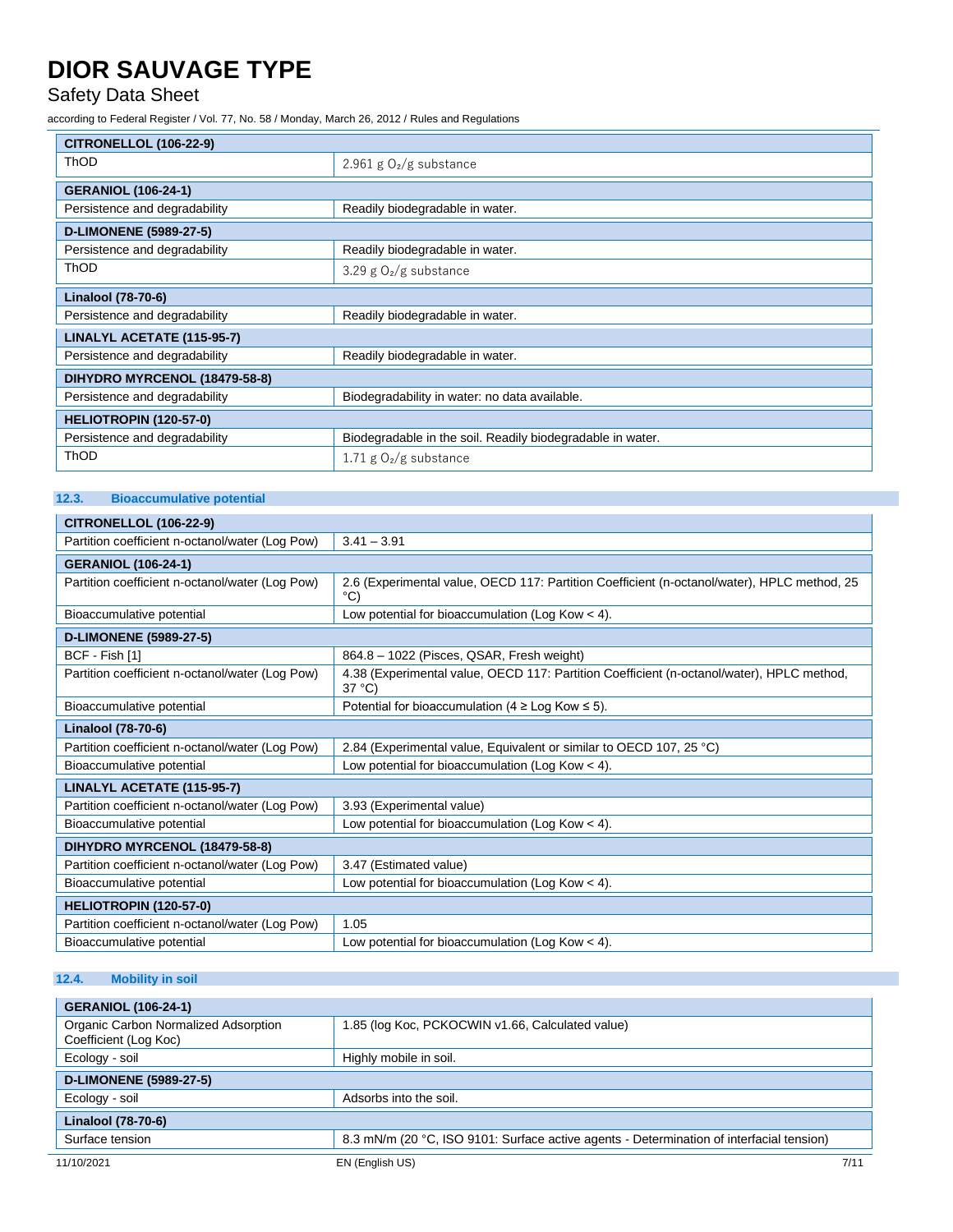| CITRONELLOL (106-22-9) | |
|---|---|
| ThOD | 2.961 g $O_2$/g substance |
| **GERANIOL (106-24-1)** | |
| Persistence and degradability | Readily biodegradable in water. |
| **D-LIMONENE (5989-27-5)** | |
| Persistence and degradability | Readily biodegradable in water. |
| ThOD | 3.29 g $O_2$/g substance |
| **Linalool (78-70-6)** | |
| Persistence and degradability | Readily biodegradable in water. |
| **LINALYL ACETATE (115-95-7)** | |
| Persistence and degradability | Readily biodegradable in water. |
| **DIHYDRO MYRCENOL (18479-58-8)** | |
| Persistence and degradability | Biodegradability in water: no data available. |
| **HELIOTROPIN (120-57-0)** | |
| Persistence and degradability | Biodegradable in the soil. Readily biodegradable in water. |
| ThOD | 1.71 g $O_2$/g substance |

## 12.3. Bioaccumulative potential

| CITRONELLOL (106-22-9) | |
|---|---|
| Partition coefficient n-octanol/water (Log Pow) | 3.41 – 3.91 |
| **GERANIOL (106-24-1)** | |
| Partition coefficient n-octanol/water (Log Pow) | 2.6 (Experimental value, OECD 117: Partition Coefficient (n-octanol/water), HPLC method, 25 °C) |
| Bioaccumulative potential | Low potential for bioaccumulation (Log Kow < 4). |
| **D-LIMONENE (5989-27-5)** | |
| BCF - Fish [1] | 864.8 – 1022 (Pisces, QSAR, Fresh weight) |
| Partition coefficient n-octanol/water (Log Pow) | 4.38 (Experimental value, OECD 117: Partition Coefficient (n-octanol/water), HPLC method, 37 °C) |
| Bioaccumulative potential | Potential for bioaccumulation (4 ≥ Log Kow ≤ 5). |
| **Linalool (78-70-6)** | |
| Partition coefficient n-octanol/water (Log Pow) | 2.84 (Experimental value, Equivalent or similar to OECD 107, 25 °C) |
| Bioaccumulative potential | Low potential for bioaccumulation (Log Kow < 4). |
| **LINALYL ACETATE (115-95-7)** | |
| Partition coefficient n-octanol/water (Log Pow) | 3.93 (Experimental value) |
| Bioaccumulative potential | Low potential for bioaccumulation (Log Kow < 4). |
| **DIHYDRO MYRCENOL (18479-58-8)** | |
| Partition coefficient n-octanol/water (Log Pow) | 3.47 (Estimated value) |
| Bioaccumulative potential | Low potential for bioaccumulation (Log Kow < 4). |
| **HELIOTROPIN (120-57-0)** | |
| Partition coefficient n-octanol/water (Log Pow) | 1.05 |
| Bioaccumulative potential | Low potential for bioaccumulation (Log Kow < 4). |

## 12.4. Mobility in soil

| GERANIOL (106-24-1) | |
|---|---|
| Organic Carbon Normalized Adsorption Coefficient (Log Koc) | 1.85 (log Koc, PCKOCWIN v1.66, Calculated value) |
| Ecology - soil | Highly mobile in soil. |
| **D-LIMONENE (5989-27-5)** | |
| Ecology - soil | Adsorbs into the soil. |
| **Linalool (78-70-6)** | |
| Surface tension | 8.3 mN/m (20 °C, ISO 9101: Surface active agents - Determination of interfacial tension) |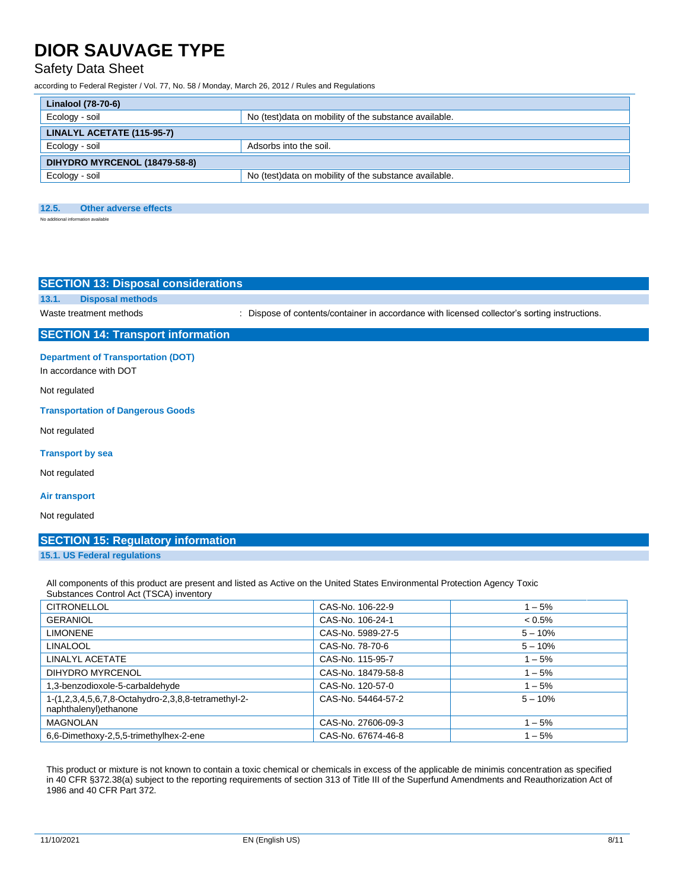| Linalool (78-70-6) | |
|---|---|
| Ecology - soil | No (test)data on mobility of the substance available. |
| **LINALYL ACETATE (115-95-7)** | |
| Ecology - soil | Adsorbs into the soil. |
| **DIHYDRO MYRCENOL (18479-58-8)** | |
| Ecology - soil | No (test)data on mobility of the substance available. |

### 12.5. Other adverse effects

No additional information available

## SECTION 13: Disposal considerations

### 13.1. Disposal methods

Waste treatment methods : Dispose of contents/container in accordance with licensed collector's sorting instructions.

## SECTION 14: Transport information

**Department of Transportation (DOT)**

In accordance with DOT

Not regulated

**Transportation of Dangerous Goods**

Not regulated

**Transport by sea**

Not regulated

**Air transport**

Not regulated

## SECTION 15: Regulatory information

### 15.1. US Federal regulations

All components of this product are present and listed as Active on the United States Environmental Protection Agency Toxic Substances Control Act (TSCA) inventory

| CITRONELLOL | CAS-No. 106-22-9 | 1 – 5% |
|---|---|---|
| GERANIOL | CAS-No. 106-24-1 | < 0.5% |
| LIMONENE | CAS-No. 5989-27-5 | 5 – 10% |
| LINALOOL | CAS-No. 78-70-6 | 5 – 10% |
| LINALYL ACETATE | CAS-No. 115-95-7 | 1 – 5% |
| DIHYDRO MYRCENOL | CAS-No. 18479-58-8 | 1 – 5% |
| 1,3-benzodioxole-5-carbaldehyde | CAS-No. 120-57-0 | 1 – 5% |
| 1-(1,2,3,4,5,6,7,8-Octahydro-2,3,8,8-tetramethyl-2-naphthalenyl)ethanone | CAS-No. 54464-57-2 | 5 – 10% |
| MAGNOLAN | CAS-No. 27606-09-3 | 1 – 5% |
| 6,6-Dimethoxy-2,5,5-trimethylhex-2-ene | CAS-No. 67674-46-8 | 1 – 5% |

This product or mixture is not known to contain a toxic chemical or chemicals in excess of the applicable de minimis concentration as specified in 40 CFR §372.38(a) subject to the reporting requirements of section 313 of Title III of the Superfund Amendments and Reauthorization Act of 1986 and 40 CFR Part 372.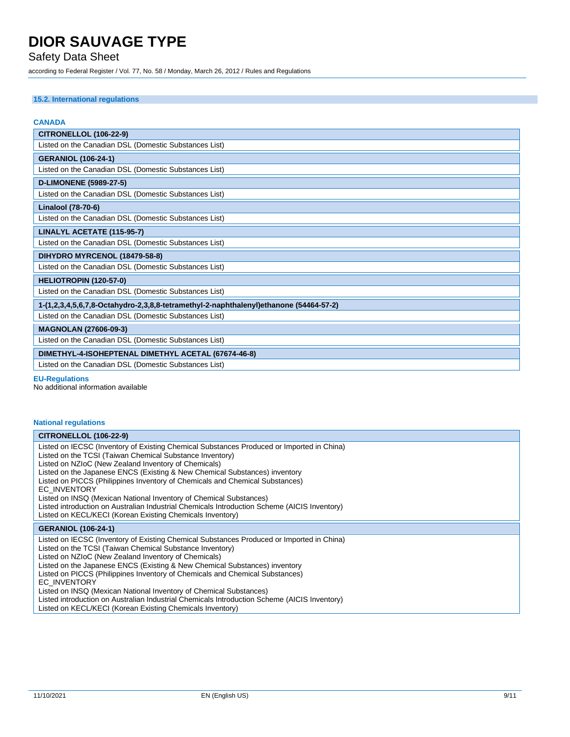### 15.2. International regulations

**CANADA**

| CITRONELLOL (106-22-9) |
| --- |
| Listed on the Canadian DSL (Domestic Substances List) |

| GERANIOL (106-24-1) |
| --- |
| Listed on the Canadian DSL (Domestic Substances List) |

| D-LIMONENE (5989-27-5) |
| --- |
| Listed on the Canadian DSL (Domestic Substances List) |

| Linalool (78-70-6) |
| --- |
| Listed on the Canadian DSL (Domestic Substances List) |

| LINALYL ACETATE (115-95-7) |
| --- |
| Listed on the Canadian DSL (Domestic Substances List) |

| DIHYDRO MYRCENOL (18479-58-8) |
| --- |
| Listed on the Canadian DSL (Domestic Substances List) |

| HELIOTROPIN (120-57-0) |
| --- |
| Listed on the Canadian DSL (Domestic Substances List) |

| 1-(1,2,3,4,5,6,7,8-Octahydro-2,3,8,8-tetramethyl-2-naphthalenyl)ethanone (54464-57-2) |
| --- |
| Listed on the Canadian DSL (Domestic Substances List) |

| MAGNOLAN (27606-09-3) |
| --- |
| Listed on the Canadian DSL (Domestic Substances List) |

| DIMETHYL-4-ISOHEPTENAL DIMETHYL ACETAL (67674-46-8) |
| --- |
| Listed on the Canadian DSL (Domestic Substances List) |

**EU-Regulations**

No additional information available

**National regulations**

| CITRONELLOL (106-22-9) |
| --- |
| Listed on IECSC (Inventory of Existing Chemical Substances Produced or Imported in China)<br>Listed on the TCSI (Taiwan Chemical Substance Inventory)<br>Listed on NZIoC (New Zealand Inventory of Chemicals)<br>Listed on the Japanese ENCS (Existing & New Chemical Substances) inventory<br>Listed on PICCS (Philippines Inventory of Chemicals and Chemical Substances)<br>EC_INVENTORY<br>Listed on INSQ (Mexican National Inventory of Chemical Substances)<br>Listed introduction on Australian Industrial Chemicals Introduction Scheme (AICIS Inventory)<br>Listed on KECL/KECI (Korean Existing Chemicals Inventory) |

| GERANIOL (106-24-1) |
| --- |
| Listed on IECSC (Inventory of Existing Chemical Substances Produced or Imported in China)<br>Listed on the TCSI (Taiwan Chemical Substance Inventory)<br>Listed on NZIoC (New Zealand Inventory of Chemicals)<br>Listed on the Japanese ENCS (Existing & New Chemical Substances) inventory<br>Listed on PICCS (Philippines Inventory of Chemicals and Chemical Substances)<br>EC_INVENTORY<br>Listed on INSQ (Mexican National Inventory of Chemical Substances)<br>Listed introduction on Australian Industrial Chemicals Introduction Scheme (AICIS Inventory)<br>Listed on KECL/KECI (Korean Existing Chemicals Inventory) |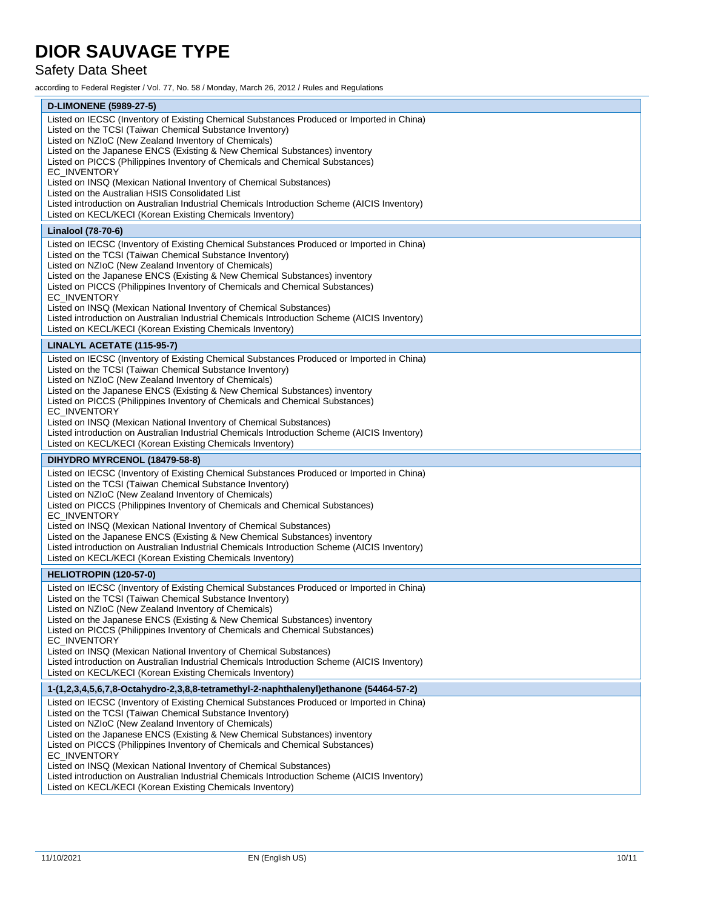**D-LIMONENE (5989-27-5)**

Listed on IECSC (Inventory of Existing Chemical Substances Produced or Imported in China)
Listed on the TCSI (Taiwan Chemical Substance Inventory)
Listed on NZIoC (New Zealand Inventory of Chemicals)
Listed on the Japanese ENCS (Existing & New Chemical Substances) inventory
Listed on PICCS (Philippines Inventory of Chemicals and Chemical Substances)
EC_INVENTORY
Listed on INSQ (Mexican National Inventory of Chemical Substances)
Listed on the Australian HSIS Consolidated List
Listed introduction on Australian Industrial Chemicals Introduction Scheme (AICIS Inventory)
Listed on KECL/KECI (Korean Existing Chemicals Inventory)

**Linalool (78-70-6)**

Listed on IECSC (Inventory of Existing Chemical Substances Produced or Imported in China)
Listed on the TCSI (Taiwan Chemical Substance Inventory)
Listed on NZIoC (New Zealand Inventory of Chemicals)
Listed on the Japanese ENCS (Existing & New Chemical Substances) inventory
Listed on PICCS (Philippines Inventory of Chemicals and Chemical Substances)
EC_INVENTORY
Listed on INSQ (Mexican National Inventory of Chemical Substances)
Listed introduction on Australian Industrial Chemicals Introduction Scheme (AICIS Inventory)
Listed on KECL/KECI (Korean Existing Chemicals Inventory)

**LINALYL ACETATE (115-95-7)**

Listed on IECSC (Inventory of Existing Chemical Substances Produced or Imported in China)
Listed on the TCSI (Taiwan Chemical Substance Inventory)
Listed on NZIoC (New Zealand Inventory of Chemicals)
Listed on the Japanese ENCS (Existing & New Chemical Substances) inventory
Listed on PICCS (Philippines Inventory of Chemicals and Chemical Substances)
EC_INVENTORY
Listed on INSQ (Mexican National Inventory of Chemical Substances)
Listed introduction on Australian Industrial Chemicals Introduction Scheme (AICIS Inventory)
Listed on KECL/KECI (Korean Existing Chemicals Inventory)

**DIHYDRO MYRCENOL (18479-58-8)**

Listed on IECSC (Inventory of Existing Chemical Substances Produced or Imported in China)
Listed on the TCSI (Taiwan Chemical Substance Inventory)
Listed on NZIoC (New Zealand Inventory of Chemicals)
Listed on PICCS (Philippines Inventory of Chemicals and Chemical Substances)
EC_INVENTORY
Listed on INSQ (Mexican National Inventory of Chemical Substances)
Listed on the Japanese ENCS (Existing & New Chemical Substances) inventory
Listed introduction on Australian Industrial Chemicals Introduction Scheme (AICIS Inventory)
Listed on KECL/KECI (Korean Existing Chemicals Inventory)

**HELIOTROPIN (120-57-0)**

Listed on IECSC (Inventory of Existing Chemical Substances Produced or Imported in China)
Listed on the TCSI (Taiwan Chemical Substance Inventory)
Listed on NZIoC (New Zealand Inventory of Chemicals)
Listed on the Japanese ENCS (Existing & New Chemical Substances) inventory
Listed on PICCS (Philippines Inventory of Chemicals and Chemical Substances)
EC_INVENTORY
Listed on INSQ (Mexican National Inventory of Chemical Substances)
Listed introduction on Australian Industrial Chemicals Introduction Scheme (AICIS Inventory)
Listed on KECL/KECI (Korean Existing Chemicals Inventory)

**1-(1,2,3,4,5,6,7,8-Octahydro-2,3,8,8-tetramethyl-2-naphthalenyl)ethanone (54464-57-2)**

Listed on IECSC (Inventory of Existing Chemical Substances Produced or Imported in China)
Listed on the TCSI (Taiwan Chemical Substance Inventory)
Listed on NZIoC (New Zealand Inventory of Chemicals)
Listed on the Japanese ENCS (Existing & New Chemical Substances) inventory
Listed on PICCS (Philippines Inventory of Chemicals and Chemical Substances)
EC_INVENTORY
Listed on INSQ (Mexican National Inventory of Chemical Substances)
Listed introduction on Australian Industrial Chemicals Introduction Scheme (AICIS Inventory)
Listed on KECL/KECI (Korean Existing Chemicals Inventory)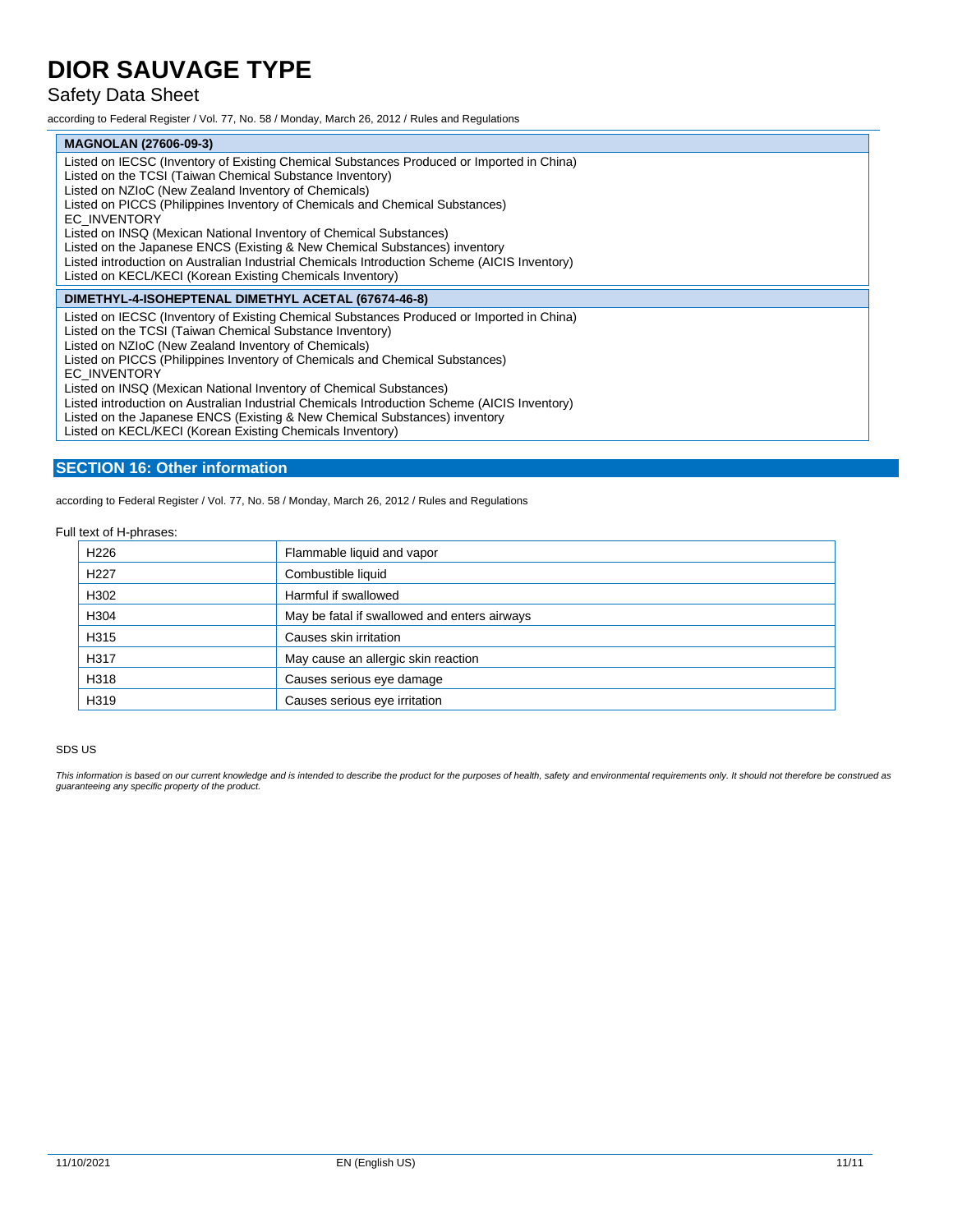| MAGNOLAN (27606-09-3) |
|---|
| Listed on IECSC (Inventory of Existing Chemical Substances Produced or Imported in China)<br>Listed on the TCSI (Taiwan Chemical Substance Inventory)<br>Listed on NZIoC (New Zealand Inventory of Chemicals)<br>Listed on PICCS (Philippines Inventory of Chemicals and Chemical Substances)<br>EC_INVENTORY<br>Listed on INSQ (Mexican National Inventory of Chemical Substances)<br>Listed on the Japanese ENCS (Existing & New Chemical Substances) inventory<br>Listed introduction on Australian Industrial Chemicals Introduction Scheme (AICIS Inventory)<br>Listed on KECL/KECI (Korean Existing Chemicals Inventory) |

| DIMETHYL-4-ISOHEPTENAL DIMETHYL ACETAL (67674-46-8) |
|---|
| Listed on IECSC (Inventory of Existing Chemical Substances Produced or Imported in China)<br>Listed on the TCSI (Taiwan Chemical Substance Inventory)<br>Listed on NZIoC (New Zealand Inventory of Chemicals)<br>Listed on PICCS (Philippines Inventory of Chemicals and Chemical Substances)<br>EC_INVENTORY<br>Listed on INSQ (Mexican National Inventory of Chemical Substances)<br>Listed introduction on Australian Industrial Chemicals Introduction Scheme (AICIS Inventory)<br>Listed on the Japanese ENCS (Existing & New Chemical Substances) inventory<br>Listed on KECL/KECI (Korean Existing Chemicals Inventory) |

## SECTION 16: Other information

according to Federal Register / Vol. 77, No. 58 / Monday, March 26, 2012 / Rules and Regulations

Full text of H-phrases:

| | |
|---|---|
| H226 | Flammable liquid and vapor |
| H227 | Combustible liquid |
| H302 | Harmful if swallowed |
| H304 | May be fatal if swallowed and enters airways |
| H315 | Causes skin irritation |
| H317 | May cause an allergic skin reaction |
| H318 | Causes serious eye damage |
| H319 | Causes serious eye irritation |

SDS US

*This information is based on our current knowledge and is intended to describe the product for the purposes of health, safety and environmental requirements only. It should not therefore be construed as guaranteeing any specific property of the product.*